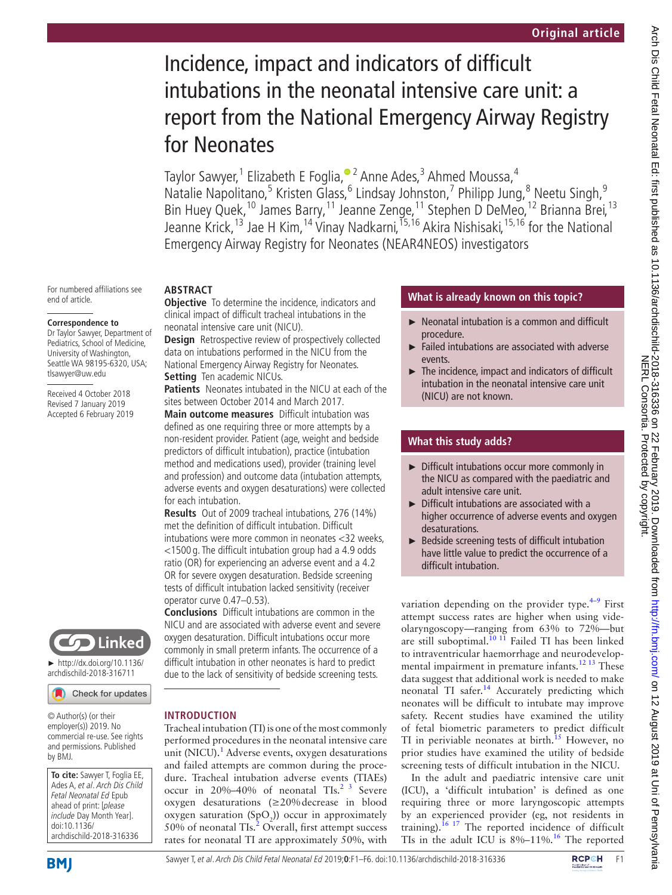Original article

# Incidence, impact and indicators of difficult intubations in the neonatal intensive care unit: a report from the National Emergency Airway Registry for Neonates

Taylor Sawyer,[1] Elizabeth E Foglia,[2] Anne Ades,[3] Ahmed Moussa,[4] Natalie Napolitano,[5] Kristen Glass,[6] Lindsay Johnston,[7] Philipp Jung,[8] Neetu Singh,[9] Bin Huey Quek,[10] James Barry,[11] Jeanne Zenge,[11] Stephen D DeMeo,[12] Brianna Brei,[13] Jeanne Krick,[13] Jae H Kim,[14] Vinay Nadkarni,[15,16] Akira Nishisaki,[15,16] for the National Emergency Airway Registry for Neonates (NEAR4NEOS) investigators

For numbered affiliations see end of article.

**Correspondence to**
Dr Taylor Sawyer, Department of Pediatrics, School of Medicine, University of Washington, Seattle WA 98195-6320, USA; tlsawyer@uw.edu

Received 4 October 2018
Revised 7 January 2019
Accepted 6 February 2019

► http://dx.doi.org/10.1136/archdischild-2018-316711

© Author(s) (or their employer(s)) 2019. No commercial re-use. See rights and permissions. Published by BMJ.

**To cite:** Sawyer T, Foglia EE, Ades A, *et al*. *Arch Dis Child Fetal Neonatal Ed* Epub ahead of print: [*please include* Day Month Year]. doi:10.1136/archdischild-2018-316336

## ABSTRACT

**Objective** To determine the incidence, indicators and clinical impact of difficult tracheal intubations in the neonatal intensive care unit (NICU).

**Design** Retrospective review of prospectively collected data on intubations performed in the NICU from the National Emergency Airway Registry for Neonates.

**Setting** Ten academic NICUs.

**Patients** Neonates intubated in the NICU at each of the sites between October 2014 and March 2017.

**Main outcome measures** Difficult intubation was defined as one requiring three or more attempts by a non-resident provider. Patient (age, weight and bedside predictors of difficult intubation), practice (intubation method and medications used), provider (training level and profession) and outcome data (intubation attempts, adverse events and oxygen desaturations) were collected for each intubation.

**Results** Out of 2009 tracheal intubations, 276 (14%) met the definition of difficult intubation. Difficult intubations were more common in neonates <32 weeks, <1500 g. The difficult intubation group had a 4.9 odds ratio (OR) for experiencing an adverse event and a 4.2 OR for severe oxygen desaturation. Bedside screening tests of difficult intubation lacked sensitivity (receiver operator curve 0.47–0.53).

**Conclusions** Difficult intubations are common in the NICU and are associated with adverse event and severe oxygen desaturation. Difficult intubations occur more commonly in small preterm infants. The occurrence of a difficult intubation in other neonates is hard to predict due to the lack of sensitivity of bedside screening tests.

### What is already known on this topic?

- ► Neonatal intubation is a common and difficult procedure.
- ► Failed intubations are associated with adverse events.
- ► The incidence, impact and indicators of difficult intubation in the neonatal intensive care unit (NICU) are not known.

### What this study adds?

- ► Difficult intubations occur more commonly in the NICU as compared with the paediatric and adult intensive care unit.
- ► Difficult intubations are associated with a higher occurrence of adverse events and oxygen desaturations.
- ► Bedside screening tests of difficult intubation have little value to predict the occurrence of a difficult intubation.

## INTRODUCTION

Tracheal intubation (TI) is one of the most commonly performed procedures in the neonatal intensive care unit (NICU).[1] Adverse events, oxygen desaturations and failed attempts are common during the procedure. Tracheal intubation adverse events (TIAEs) occur in 20%–40% of neonatal TIs.[2,3] Severe oxygen desaturations (≥20% decrease in blood oxygen saturation ($SpO_2$)) occur in approximately 50% of neonatal TIs.[2] Overall, first attempt success rates for neonatal TI are approximately 50%, with variation depending on the provider type.[4–9] First attempt success rates are higher when using videolaryngoscopy—ranging from 63% to 72%—but are still suboptimal.[10,11] Failed TI has been linked to intraventricular haemorrhage and neurodevelopmental impairment in premature infants.[12,13] These data suggest that additional work is needed to make neonatal TI safer.[14] Accurately predicting which neonates will be difficult to intubate may improve safety. Recent studies have examined the utility of fetal biometric parameters to predict difficult TI in periviable neonates at birth.[15] However, no prior studies have examined the utility of bedside screening tests of difficult intubation in the NICU.

In the adult and paediatric intensive care unit (ICU), a 'difficult intubation' is defined as one requiring three or more laryngoscopic attempts by an experienced provider (eg, not residents in training).[16,17] The reported incidence of difficult TIs in the adult ICU is 8%–11%.[16] The reported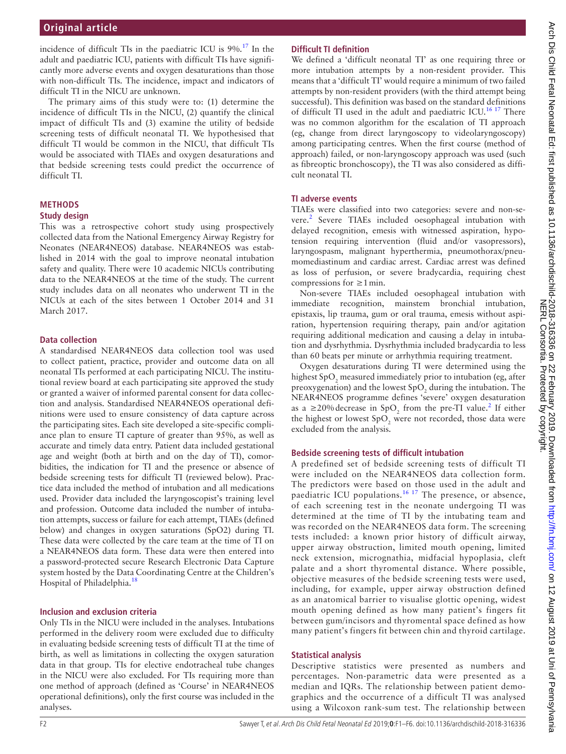incidence of difficult TIs in the paediatric ICU is 9%.[17] In the adult and paediatric ICU, patients with difficult TIs have significantly more adverse events and oxygen desaturations than those with non-difficult TIs. The incidence, impact and indicators of difficult TI in the NICU are unknown.

The primary aims of this study were to: (1) determine the incidence of difficult TIs in the NICU, (2) quantify the clinical impact of difficult TIs and (3) examine the utility of bedside screening tests of difficult neonatal TI. We hypothesised that difficult TI would be common in the NICU, that difficult TIs would be associated with TIAEs and oxygen desaturations and that bedside screening tests could predict the occurrence of difficult TI.

## METHODS

### Study design

This was a retrospective cohort study using prospectively collected data from the National Emergency Airway Registry for Neonates (NEAR4NEOS) database. NEAR4NEOS was established in 2014 with the goal to improve neonatal intubation safety and quality. There were 10 academic NICUs contributing data to the NEAR4NEOS at the time of the study. The current study includes data on all neonates who underwent TI in the NICUs at each of the sites between 1 October 2014 and 31 March 2017.

### Data collection

A standardised NEAR4NEOS data collection tool was used to collect patient, practice, provider and outcome data on all neonatal TIs performed at each participating NICU. The institutional review board at each participating site approved the study or granted a waiver of informed parental consent for data collection and analysis. Standardised NEAR4NEOS operational definitions were used to ensure consistency of data capture across the participating sites. Each site developed a site-specific compliance plan to ensure TI capture of greater than 95%, as well as accurate and timely data entry. Patient data included gestational age and weight (both at birth and on the day of TI), comorbidities, the indication for TI and the presence or absence of bedside screening tests for difficult TI (reviewed below). Practice data included the method of intubation and all medications used. Provider data included the laryngoscopist's training level and profession. Outcome data included the number of intubation attempts, success or failure for each attempt, TIAEs (defined below) and changes in oxygen saturations (SpO2) during TI. These data were collected by the care team at the time of TI on a NEAR4NEOS data form. These data were then entered into a password-protected secure Research Electronic Data Capture system hosted by the Data Coordinating Centre at the Children's Hospital of Philadelphia.[18]

### Inclusion and exclusion criteria

Only TIs in the NICU were included in the analyses. Intubations performed in the delivery room were excluded due to difficulty in evaluating bedside screening tests of difficult TI at the time of birth, as well as limitations in collecting the oxygen saturation data in that group. TIs for elective endotracheal tube changes in the NICU were also excluded. For TIs requiring more than one method of approach (defined as 'Course' in NEAR4NEOS operational definitions), only the first course was included in the analyses.

### Difficult TI definition

We defined a 'difficult neonatal TI' as one requiring three or more intubation attempts by a non-resident provider. This means that a 'difficult TI' would require a minimum of two failed attempts by non-resident providers (with the third attempt being successful). This definition was based on the standard definitions of difficult TI used in the adult and paediatric ICU.[16 17] There was no common algorithm for the escalation of TI approach (eg, change from direct laryngoscopy to videolaryngoscopy) among participating centres. When the first course (method of approach) failed, or non-laryngoscopy approach was used (such as fibreoptic bronchoscopy), the TI was also considered as difficult neonatal TI.

### TI adverse events

TIAEs were classified into two categories: severe and non-severe.[2] Severe TIAEs included oesophageal intubation with delayed recognition, emesis with witnessed aspiration, hypotension requiring intervention (fluid and/or vasopressors), laryngospasm, malignant hyperthermia, pneumothorax/pneumomediastinum and cardiac arrest. Cardiac arrest was defined as loss of perfusion, or severe bradycardia, requiring chest compressions for ≥1 min.

Non-severe TIAEs included oesophageal intubation with immediate recognition, mainstem bronchial intubation, epistaxis, lip trauma, gum or oral trauma, emesis without aspiration, hypertension requiring therapy, pain and/or agitation requiring additional medication and causing a delay in intubation and dysrhythmia. Dysrhythmia included bradycardia to less than 60 beats per minute or arrhythmia requiring treatment.

Oxygen desaturations during TI were determined using the highest $SpO_2$ measured immediately prior to intubation (eg, after preoxygenation) and the lowest $SpO_2$ during the intubation. The NEAR4NEOS programme defines 'severe' oxygen desaturation as a ≥20% decrease in $SpO_2$ from the pre-TI value.[2] If either the highest or lowest $SpO_2$ were not recorded, those data were excluded from the analysis.

### Bedside screening tests of difficult intubation

A predefined set of bedside screening tests of difficult TI were included on the NEAR4NEOS data collection form. The predictors were based on those used in the adult and paediatric ICU populations.[16 17] The presence, or absence, of each screening test in the neonate undergoing TI was determined at the time of TI by the intubating team and was recorded on the NEAR4NEOS data form. The screening tests included: a known prior history of difficult airway, upper airway obstruction, limited mouth opening, limited neck extension, micrognathia, midfacial hypoplasia, cleft palate and a short thyromental distance. Where possible, objective measures of the bedside screening tests were used, including, for example, upper airway obstruction defined as an anatomical barrier to visualise glottic opening, widest mouth opening defined as how many patient's fingers fit between gum/incisors and thyromental space defined as how many patient's fingers fit between chin and thyroid cartilage.

### Statistical analysis

Descriptive statistics were presented as numbers and percentages. Non-parametric data were presented as a median and IQRs. The relationship between patient demographics and the occurrence of a difficult TI was analysed using a Wilcoxon rank-sum test. The relationship between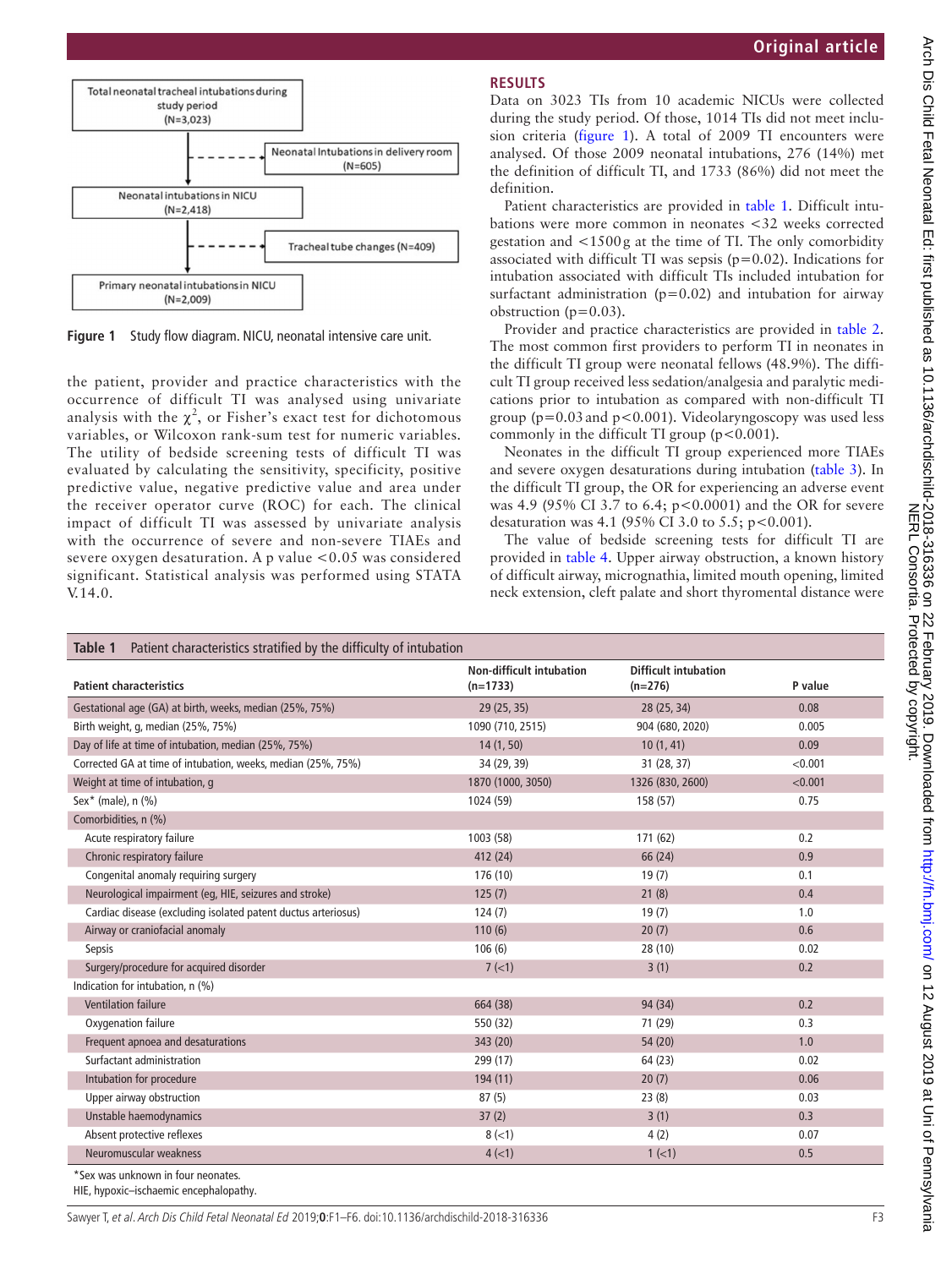Total neonatal tracheal intubations during study period (N=3,023)

Neonatal Intubations in delivery room (N=605)

Neonatal intubations in NICU (N=2,418)

Tracheal tube changes (N=409)

Primary neonatal intubations in NICU (N=2,009)

**Figure 1** Study flow diagram. NICU, neonatal intensive care unit.

the patient, provider and practice characteristics with the occurrence of difficult TI was analysed using univariate analysis with the $\chi^2$, or Fisher's exact test for dichotomous variables, or Wilcoxon rank-sum test for numeric variables. The utility of bedside screening tests of difficult TI was evaluated by calculating the sensitivity, specificity, positive predictive value, negative predictive value and area under the receiver operator curve (ROC) for each. The clinical impact of difficult TI was assessed by univariate analysis with the occurrence of severe and non-severe TIAEs and severe oxygen desaturation. A p value <0.05 was considered significant. Statistical analysis was performed using STATA V.14.0.

## RESULTS

Data on 3023 TIs from 10 academic NICUs were collected during the study period. Of those, 1014 TIs did not meet inclusion criteria (figure 1). A total of 2009 TI encounters were analysed. Of those 2009 neonatal intubations, 276 (14%) met the definition of difficult TI, and 1733 (86%) did not meet the definition.

Patient characteristics are provided in table 1. Difficult intubations were more common in neonates <32 weeks corrected gestation and <1500 g at the time of TI. The only comorbidity associated with difficult TI was sepsis (p=0.02). Indications for intubation associated with difficult TIs included intubation for surfactant administration (p=0.02) and intubation for airway obstruction (p=0.03).

Provider and practice characteristics are provided in table 2. The most common first providers to perform TI in neonates in the difficult TI group were neonatal fellows (48.9%). The difficult TI group received less sedation/analgesia and paralytic medications prior to intubation as compared with non-difficult TI group (p=0.03 and p<0.001). Videolaryngoscopy was used less commonly in the difficult TI group (p<0.001).

Neonates in the difficult TI group experienced more TIAEs and severe oxygen desaturations during intubation (table 3). In the difficult TI group, the OR for experiencing an adverse event was 4.9 (95% CI 3.7 to 6.4; p<0.0001) and the OR for severe desaturation was 4.1 (95% CI 3.0 to 5.5; p<0.001).

The value of bedside screening tests for difficult TI are provided in table 4. Upper airway obstruction, a known history of difficult airway, micrognathia, limited mouth opening, limited neck extension, cleft palate and short thyromental distance were

**Table 1** Patient characteristics stratified by the difficulty of intubation

| Patient characteristics | Non-difficult intubation (n=1733) | Difficult intubation (n=276) | P value |
|---|---|---|---|
| Gestational age (GA) at birth, weeks, median (25%, 75%) | 29 (25, 35) | 28 (25, 34) | 0.08 |
| Birth weight, g, median (25%, 75%) | 1090 (710, 2515) | 904 (680, 2020) | 0.005 |
| Day of life at time of intubation, median (25%, 75%) | 14 (1, 50) | 10 (1, 41) | 0.09 |
| Corrected GA at time of intubation, weeks, median (25%, 75%) | 34 (29, 39) | 31 (28, 37) | <0.001 |
| Weight at time of intubation, g | 1870 (1000, 3050) | 1326 (830, 2600) | <0.001 |
| Sex* (male), n (%) | 1024 (59) | 158 (57) | 0.75 |
| Comorbidities, n (%) | | | |
| Acute respiratory failure | 1003 (58) | 171 (62) | 0.2 |
| Chronic respiratory failure | 412 (24) | 66 (24) | 0.9 |
| Congenital anomaly requiring surgery | 176 (10) | 19 (7) | 0.1 |
| Neurological impairment (eg, HIE, seizures and stroke) | 125 (7) | 21 (8) | 0.4 |
| Cardiac disease (excluding isolated patent ductus arteriosus) | 124 (7) | 19 (7) | 1.0 |
| Airway or craniofacial anomaly | 110 (6) | 20 (7) | 0.6 |
| Sepsis | 106 (6) | 28 (10) | 0.02 |
| Surgery/procedure for acquired disorder | 7 (<1) | 3 (1) | 0.2 |
| Indication for intubation, n (%) | | | |
| Ventilation failure | 664 (38) | 94 (34) | 0.2 |
| Oxygenation failure | 550 (32) | 71 (29) | 0.3 |
| Frequent apnoea and desaturations | 343 (20) | 54 (20) | 1.0 |
| Surfactant administration | 299 (17) | 64 (23) | 0.02 |
| Intubation for procedure | 194 (11) | 20 (7) | 0.06 |
| Upper airway obstruction | 87 (5) | 23 (8) | 0.03 |
| Unstable haemodynamics | 37 (2) | 3 (1) | 0.3 |
| Absent protective reflexes | 8 (<1) | 4 (2) | 0.07 |
| Neuromuscular weakness | 4 (<1) | 1 (<1) | 0.5 |

*Sex was unknown in four neonates.

HIE, hypoxic–ischaemic encephalopathy.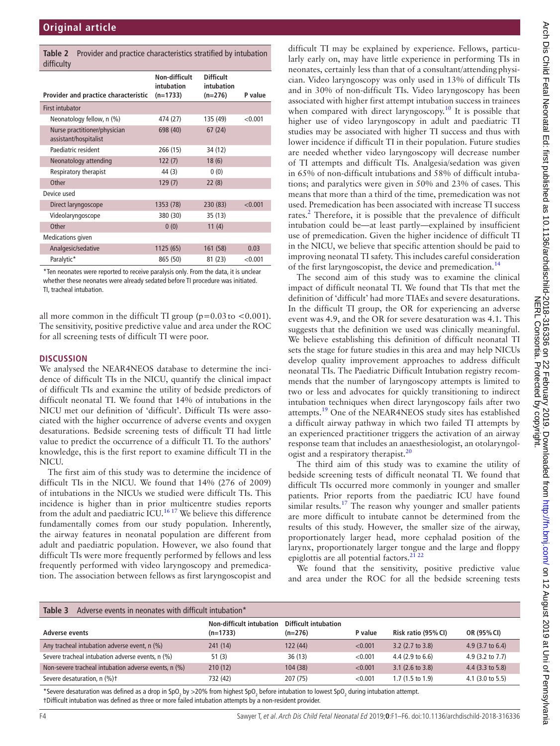**Table 2** Provider and practice characteristics stratified by intubation difficulty

| Provider and practice characteristic | Non-difficult intubation (n=1733) | Difficult intubation (n=276) | P value |
|---|---|---|---|
| First intubator | | | |
| Neonatology fellow, n (%) | 474 (27) | 135 (49) | <0.001 |
| Nurse practitioner/physician assistant/hospitalist | 698 (40) | 67 (24) | |
| Paediatric resident | 266 (15) | 34 (12) | |
| Neonatology attending | 122 (7) | 18 (6) | |
| Respiratory therapist | 44 (3) | 0 (0) | |
| Other | 129 (7) | 22 (8) | |
| Device used | | | |
| Direct laryngoscope | 1353 (78) | 230 (83) | <0.001 |
| Videolaryngoscope | 380 (30) | 35 (13) | |
| Other | 0 (0) | 11 (4) | |
| Medications given | | | |
| Analgesic/sedative | 1125 (65) | 161 (58) | 0.03 |
| Paralytic* | 865 (50) | 81 (23) | <0.001 |

*Ten neonates were reported to receive paralysis only. From the data, it is unclear whether these neonates were already sedated before TI procedure was initiated.
TI, tracheal intubation.

all more common in the difficult TI group (p=0.03 to <0.001). The sensitivity, positive predictive value and area under the ROC for all screening tests of difficult TI were poor.

## DISCUSSION

We analysed the NEAR4NEOS database to determine the incidence of difficult TIs in the NICU, quantify the clinical impact of difficult TIs and examine the utility of bedside predictors of difficult neonatal TI. We found that 14% of intubations in the NICU met our definition of 'difficult'. Difficult TIs were associated with the higher occurrence of adverse events and oxygen desaturations. Bedside screening tests of difficult TI had little value to predict the occurrence of a difficult TI. To the authors' knowledge, this is the first report to examine difficult TI in the NICU.

The first aim of this study was to determine the incidence of difficult TIs in the NICU. We found that 14% (276 of 2009) of intubations in the NICUs we studied were difficult TIs. This incidence is higher than in prior multicentre studies reports from the adult and paediatric ICU.[16 17] We believe this difference fundamentally comes from our study population. Inherently, the airway features in neonatal population are different from adult and paediatric population. However, we also found that difficult TIs were more frequently performed by fellows and less frequently performed with video laryngoscopy and premedication. The association between fellows as first laryngoscopist and difficult TI may be explained by experience. Fellows, particularly early on, may have little experience in performing TIs in neonates, certainly less than that of a consultant/attending physician. Video laryngoscopy was only used in 13% of difficult TIs and in 30% of non-difficult TIs. Video laryngoscopy has been associated with higher first attempt intubation success in trainees when compared with direct laryngoscopy.[10] It is possible that higher use of video laryngoscopy in adult and paediatric TI studies may be associated with higher TI success and thus with lower incidence if difficult TI in their population. Future studies are needed whether video laryngoscopy will decrease number of TI attempts and difficult TIs. Analgesia/sedation was given in 65% of non-difficult intubations and 58% of difficult intubations; and paralytics were given in 50% and 23% of cases. This means that more than a third of the time, premedication was not used. Premedication has been associated with increase TI success rates.[2] Therefore, it is possible that the prevalence of difficult intubation could be—at least partly—explained by insufficient use of premedication. Given the higher incidence of difficult TI in the NICU, we believe that specific attention should be paid to improving neonatal TI safety. This includes careful consideration of the first laryngoscopist, the device and premedication.[14]

The second aim of this study was to examine the clinical impact of difficult neonatal TI. We found that TIs that met the definition of 'difficult' had more TIAEs and severe desaturations. In the difficult TI group, the OR for experiencing an adverse event was 4.9, and the OR for severe desaturation was 4.1. This suggests that the definition we used was clinically meaningful. We believe establishing this definition of difficult neonatal TI sets the stage for future studies in this area and may help NICUs develop quality improvement approaches to address difficult neonatal TIs. The Paediatric Difficult Intubation registry recommends that the number of laryngoscopy attempts is limited to two or less and advocates for quickly transitioning to indirect intubation techniques when direct laryngoscopy fails after two attempts.[19] One of the NEAR4NEOS study sites has established a difficult airway pathway in which two failed TI attempts by an experienced practitioner triggers the activation of an airway response team that includes an anaesthesiologist, an otolaryngologist and a respiratory therapist.[20]

The third aim of this study was to examine the utility of bedside screening tests of difficult neonatal TI. We found that difficult TIs occurred more commonly in younger and smaller patients. Prior reports from the paediatric ICU have found similar results.[17] The reason why younger and smaller patients are more difficult to intubate cannot be determined from the results of this study. However, the smaller size of the airway, proportionately larger head, more cephalad position of the larynx, proportionately larger tongue and the large and floppy epiglottis are all potential factors.[21 22]

We found that the sensitivity, positive predictive value and area under the ROC for all the bedside screening tests

**Table 3** Adverse events in neonates with difficult intubation*

| Adverse events | Non-difficult intubation (n=1733) | Difficult intubation (n=276) | P value | Risk ratio (95% CI) | OR (95% CI) |
|---|---|---|---|---|---|
| Any tracheal intubation adverse event, n (%) | 241 (14) | 122 (44) | <0.001 | 3.2 (2.7 to 3.8) | 4.9 (3.7 to 6.4) |
| Severe tracheal intubation adverse events, n (%) | 51 (3) | 36 (13) | <0.001 | 4.4 (2.9 to 6.6) | 4.9 (3.2 to 7.7) |
| Non-severe tracheal intubation adverse events, n (%) | 210 (12) | 104 (38) | <0.001 | 3.1 (2.6 to 3.8) | 4.4 (3.3 to 5.8) |
| Severe desaturation, n (%)† | 732 (42) | 207 (75) | <0.001 | 1.7 (1.5 to 1.9) | 4.1 (3.0 to 5.5) |

*Severe desaturation was defined as a drop in $SpO_2$ by >20% from highest $SpO_2$ before intubation to lowest $SpO_2$ during intubation attempt.
†Difficult intubation was defined as three or more failed intubation attempts by a non-resident provider.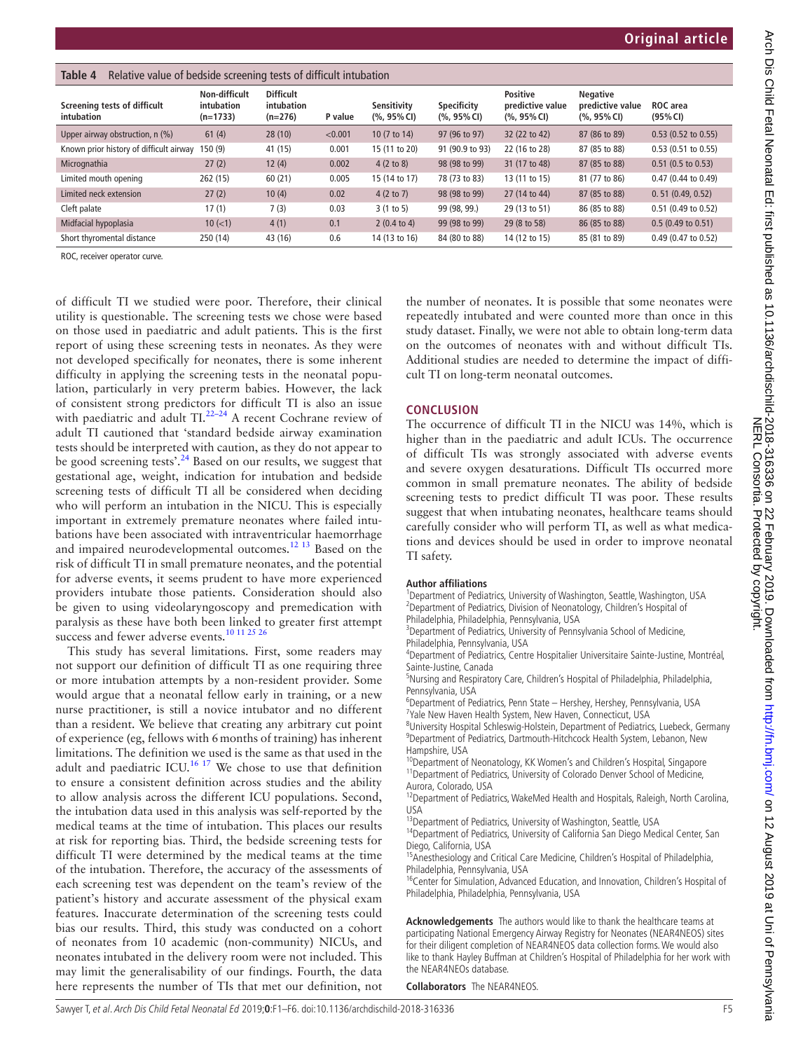**Table 4** Relative value of bedside screening tests of difficult intubation

| Screening tests of difficult intubation | Non-difficult intubation (n=1733) | Difficult intubation (n=276) | P value | Sensitivity (%, 95% CI) | Specificity (%, 95% CI) | Positive predictive value (%, 95% CI) | Negative predictive value (%, 95% CI) | ROC area (95% CI) |
|---|---|---|---|---|---|---|---|---|
| Upper airway obstruction, n (%) | 61 (4) | 28 (10) | <0.001 | 10 (7 to 14) | 97 (96 to 97) | 32 (22 to 42) | 87 (86 to 89) | 0.53 (0.52 to 0.55) |
| Known prior history of difficult airway | 150 (9) | 41 (15) | 0.001 | 15 (11 to 20) | 91 (90.9 to 93) | 22 (16 to 28) | 87 (85 to 88) | 0.53 (0.51 to 0.55) |
| Micrognathia | 27 (2) | 12 (4) | 0.002 | 4 (2 to 8) | 98 (98 to 99) | 31 (17 to 48) | 87 (85 to 88) | 0.51 (0.5 to 0.53) |
| Limited mouth opening | 262 (15) | 60 (21) | 0.005 | 15 (14 to 17) | 78 (73 to 83) | 13 (11 to 15) | 81 (77 to 86) | 0.47 (0.44 to 0.49) |
| Limited neck extension | 27 (2) | 10 (4) | 0.02 | 4 (2 to 7) | 98 (98 to 99) | 27 (14 to 44) | 87 (85 to 88) | 0. 51 (0.49, 0.52) |
| Cleft palate | 17 (1) | 7 (3) | 0.03 | 3 (1 to 5) | 99 (98, 99.) | 29 (13 to 51) | 86 (85 to 88) | 0.51 (0.49 to 0.52) |
| Midfacial hypoplasia | 10 (<1) | 4 (1) | 0.1 | 2 (0.4 to 4) | 99 (98 to 99) | 29 (8 to 58) | 86 (85 to 88) | 0.5 (0.49 to 0.51) |
| Short thyromental distance | 250 (14) | 43 (16) | 0.6 | 14 (13 to 16) | 84 (80 to 88) | 14 (12 to 15) | 85 (81 to 89) | 0.49 (0.47 to 0.52) |

ROC, receiver operator curve.

of difficult TI we studied were poor. Therefore, their clinical utility is questionable. The screening tests we chose were based on those used in paediatric and adult patients. This is the first report of using these screening tests in neonates. As they were not developed specifically for neonates, there is some inherent difficulty in applying the screening tests in the neonatal population, particularly in very preterm babies. However, the lack of consistent strong predictors for difficult TI is also an issue with paediatric and adult TI.[22–24] A recent Cochrane review of adult TI cautioned that 'standard bedside airway examination tests should be interpreted with caution, as they do not appear to be good screening tests'.[24] Based on our results, we suggest that gestational age, weight, indication for intubation and bedside screening tests of difficult TI all be considered when deciding who will perform an intubation in the NICU. This is especially important in extremely premature neonates where failed intubations have been associated with intraventricular haemorrhage and impaired neurodevelopmental outcomes.[12 13] Based on the risk of difficult TI in small premature neonates, and the potential for adverse events, it seems prudent to have more experienced providers intubate those patients. Consideration should also be given to using videolaryngoscopy and premedication with paralysis as these have both been linked to greater first attempt success and fewer adverse events.[10 11 25 26]

This study has several limitations. First, some readers may not support our definition of difficult TI as one requiring three or more intubation attempts by a non-resident provider. Some would argue that a neonatal fellow early in training, or a new nurse practitioner, is still a novice intubator and no different than a resident. We believe that creating any arbitrary cut point of experience (eg, fellows with 6 months of training) has inherent limitations. The definition we used is the same as that used in the adult and paediatric ICU.[16 17] We chose to use that definition to ensure a consistent definition across studies and the ability to allow analysis across the different ICU populations. Second, the intubation data used in this analysis was self-reported by the medical teams at the time of intubation. This places our results at risk for reporting bias. Third, the bedside screening tests for difficult TI were determined by the medical teams at the time of the intubation. Therefore, the accuracy of the assessments of each screening test was dependent on the team's review of the patient's history and accurate assessment of the physical exam features. Inaccurate determination of the screening tests could bias our results. Third, this study was conducted on a cohort of neonates from 10 academic (non-community) NICUs, and neonates intubated in the delivery room were not included. This may limit the generalisability of our findings. Fourth, the data here represents the number of TIs that met our definition, not the number of neonates. It is possible that some neonates were repeatedly intubated and were counted more than once in this study dataset. Finally, we were not able to obtain long-term data on the outcomes of neonates with and without difficult TIs. Additional studies are needed to determine the impact of difficult TI on long-term neonatal outcomes.

## CONCLUSION

The occurrence of difficult TI in the NICU was 14%, which is higher than in the paediatric and adult ICUs. The occurrence of difficult TIs was strongly associated with adverse events and severe oxygen desaturations. Difficult TIs occurred more common in small premature neonates. The ability of bedside screening tests to predict difficult TI was poor. These results suggest that when intubating neonates, healthcare teams should carefully consider who will perform TI, as well as what medications and devices should be used in order to improve neonatal TI safety.

**Author affiliations**

[1]Department of Pediatrics, University of Washington, Seattle, Washington, USA
[2]Department of Pediatrics, Division of Neonatology, Children's Hospital of Philadelphia, Philadelphia, Pennsylvania, USA
[3]Department of Pediatrics, University of Pennsylvania School of Medicine, Philadelphia, Pennsylvania, USA
[4]Department of Pediatrics, Centre Hospitalier Universitaire Sainte-Justine, Montréal, Sainte-Justine, Canada
[5]Nursing and Respiratory Care, Children's Hospital of Philadelphia, Philadelphia, Pennsylvania, USA
[6]Department of Pediatrics, Penn State – Hershey, Hershey, Pennsylvania, USA
[7]Yale New Haven Health System, New Haven, Connecticut, USA
[8]University Hospital Schleswig-Holstein, Department of Pediatrics, Luebeck, Germany
[9]Department of Pediatrics, Dartmouth-Hitchcock Health System, Lebanon, New Hampshire, USA
[10]Department of Neonatology, KK Women's and Children's Hospital, Singapore
[11]Department of Pediatrics, University of Colorado Denver School of Medicine, Aurora, Colorado, USA
[12]Department of Pediatrics, WakeMed Health and Hospitals, Raleigh, North Carolina, USA
[13]Department of Pediatrics, University of Washington, Seattle, USA
[14]Department of Pediatrics, University of California San Diego Medical Center, San Diego, California, USA
[15]Anesthesiology and Critical Care Medicine, Children's Hospital of Philadelphia, Philadelphia, Pennsylvania, USA
[16]Center for Simulation, Advanced Education, and Innovation, Children's Hospital of Philadelphia, Philadelphia, Pennsylvania, USA

**Acknowledgements** The authors would like to thank the healthcare teams at participating National Emergency Airway Registry for Neonates (NEAR4NEOS) sites for their diligent completion of NEAR4NEOS data collection forms. We would also like to thank Hayley Buffman at Children's Hospital of Philadelphia for her work with the NEAR4NEOs database.

**Collaborators** The NEAR4NEOS.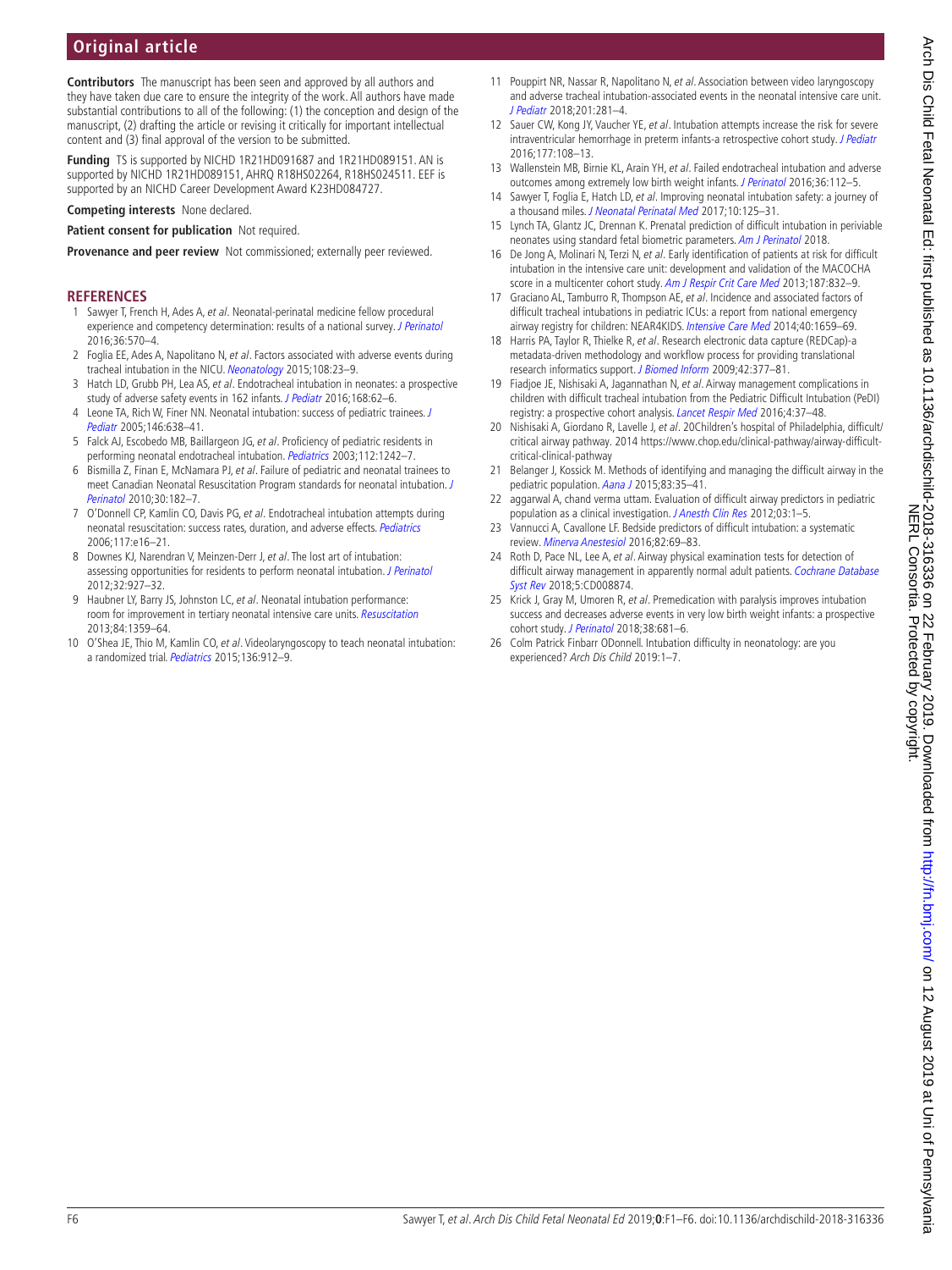**Contributors** The manuscript has been seen and approved by all authors and they have taken due care to ensure the integrity of the work. All authors have made substantial contributions to all of the following: (1) the conception and design of the manuscript, (2) drafting the article or revising it critically for important intellectual content and (3) final approval of the version to be submitted.

**Funding** TS is supported by NICHD 1R21HD091687 and 1R21HD089151. AN is supported by NICHD 1R21HD089151, AHRQ R18HS02264, R18HS024511. EEF is supported by an NICHD Career Development Award K23HD084727.

**Competing interests** None declared.

**Patient consent for publication** Not required.

**Provenance and peer review** Not commissioned; externally peer reviewed.

## REFERENCES

1. Sawyer T, French H, Ades A, *et al*. Neonatal-perinatal medicine fellow procedural experience and competency determination: results of a national survey. *J Perinatol* 2016;36:570–4.
2. Foglia EE, Ades A, Napolitano N, *et al*. Factors associated with adverse events during tracheal intubation in the NICU. *Neonatology* 2015;108:23–9.
3. Hatch LD, Grubb PH, Lea AS, *et al*. Endotracheal intubation in neonates: a prospective study of adverse safety events in 162 infants. *J Pediatr* 2016;168:62–6.
4. Leone TA, Rich W, Finer NN. Neonatal intubation: success of pediatric trainees. *J Pediatr* 2005;146:638–41.
5. Falck AJ, Escobedo MB, Baillargeon JG, *et al*. Proficiency of pediatric residents in performing neonatal endotracheal intubation. *Pediatrics* 2003;112:1242–7.
6. Bismilla Z, Finan E, McNamara PJ, *et al*. Failure of pediatric and neonatal trainees to meet Canadian Neonatal Resuscitation Program standards for neonatal intubation. *J Perinatol* 2010;30:182–7.
7. O'Donnell CP, Kamlin CO, Davis PG, *et al*. Endotracheal intubation attempts during neonatal resuscitation: success rates, duration, and adverse effects. *Pediatrics* 2006;117:e16–21.
8. Downes KJ, Narendran V, Meinzen-Derr J, *et al*. The lost art of intubation: assessing opportunities for residents to perform neonatal intubation. *J Perinatol* 2012;32:927–32.
9. Haubner LY, Barry JS, Johnston LC, *et al*. Neonatal intubation performance: room for improvement in tertiary neonatal intensive care units. *Resuscitation* 2013;84:1359–64.
10. O'Shea JE, Thio M, Kamlin CO, *et al*. Videolaryngoscopy to teach neonatal intubation: a randomized trial. *Pediatrics* 2015;136:912–9.
11. Pouppirt NR, Nassar R, Napolitano N, *et al*. Association between video laryngoscopy and adverse tracheal intubation-associated events in the neonatal intensive care unit. *J Pediatr* 2018;201:281–4.
12. Sauer CW, Kong JY, Vaucher YE, *et al*. Intubation attempts increase the risk for severe intraventricular hemorrhage in preterm infants-a retrospective cohort study. *J Pediatr* 2016;177:108–13.
13. Wallenstein MB, Birnie KL, Arain YH, *et al*. Failed endotracheal intubation and adverse outcomes among extremely low birth weight infants. *J Perinatol* 2016;36:112–5.
14. Sawyer T, Foglia E, Hatch LD, *et al*. Improving neonatal intubation safety: a journey of a thousand miles. *J Neonatal Perinatal Med* 2017;10:125–31.
15. Lynch TA, Glantz JC, Drennan K. Prenatal prediction of difficult intubation in periviable neonates using standard fetal biometric parameters. *Am J Perinatol* 2018.
16. De Jong A, Molinari N, Terzi N, *et al*. Early identification of patients at risk for difficult intubation in the intensive care unit: development and validation of the MACOCHA score in a multicenter cohort study. *Am J Respir Crit Care Med* 2013;187:832–9.
17. Graciano AL, Tamburro R, Thompson AE, *et al*. Incidence and associated factors of difficult tracheal intubations in pediatric ICUs: a report from national emergency airway registry for children: NEAR4KIDS. *Intensive Care Med* 2014;40:1659–69.
18. Harris PA, Taylor R, Thielke R, *et al*. Research electronic data capture (REDCap)-a metadata-driven methodology and workflow process for providing translational research informatics support. *J Biomed Inform* 2009;42:377–81.
19. Fiadjoe JE, Nishisaki A, Jagannathan N, *et al*. Airway management complications in children with difficult tracheal intubation from the Pediatric Difficult Intubation (PeDI) registry: a prospective cohort analysis. *Lancet Respir Med* 2016;4:37–48.
20. Nishisaki A, Giordano R, Lavelle J, *et al*. 20Children's hospital of Philadelphia, difficult/critical airway pathway. 2014 https://www.chop.edu/clinical-pathway/airway-difficult-critical-clinical-pathway
21. Belanger J, Kossick M. Methods of identifying and managing the difficult airway in the pediatric population. *Aana J* 2015;83:35–41.
22. aggarwal A, chand verma uttam. Evaluation of difficult airway predictors in pediatric population as a clinical investigation. *J Anesth Clin Res* 2012;03:1–5.
23. Vannucci A, Cavallone LF. Bedside predictors of difficult intubation: a systematic review. *Minerva Anestesiol* 2016;82:69–83.
24. Roth D, Pace NL, Lee A, *et al*. Airway physical examination tests for detection of difficult airway management in apparently normal adult patients. *Cochrane Database Syst Rev* 2018;5:CD008874.
25. Krick J, Gray M, Umoren R, *et al*. Premedication with paralysis improves intubation success and decreases adverse events in very low birth weight infants: a prospective cohort study. *J Perinatol* 2018;38:681–6.
26. Colm Patrick Finbarr ODonnell. Intubation difficulty in neonatology: are you experienced? *Arch Dis Child* 2019:1–7.